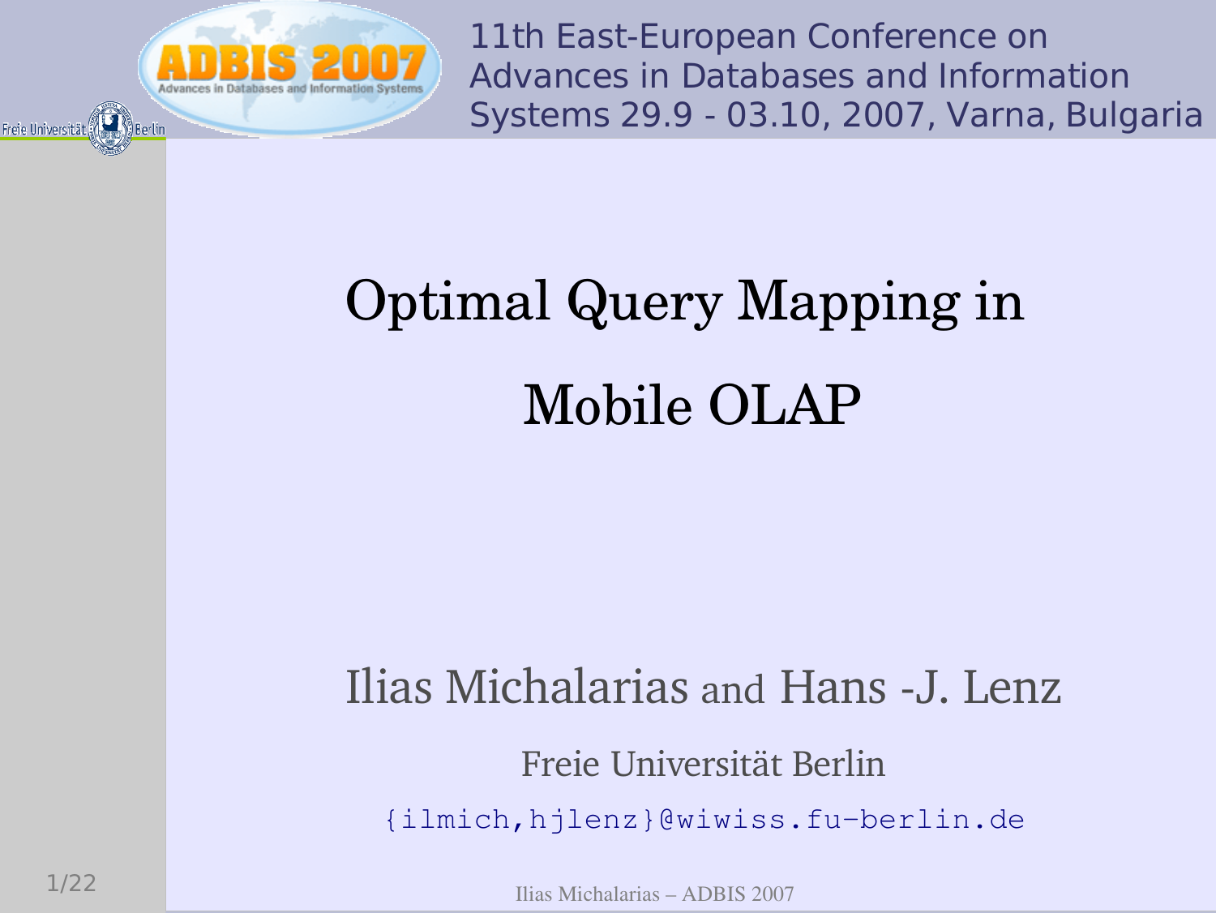11th East-European Conference on Advances in Databases and Information Systems 29.9 - 03.10, 2007, Varna, Bulgaria

# Optimal Query Mapping in Mobile OLAP

Ilias Michalarias and Hans -J. Lenz

Freie Universität Berlin

{ilmich,hjlenz}@wiwiss.fu-berlin.de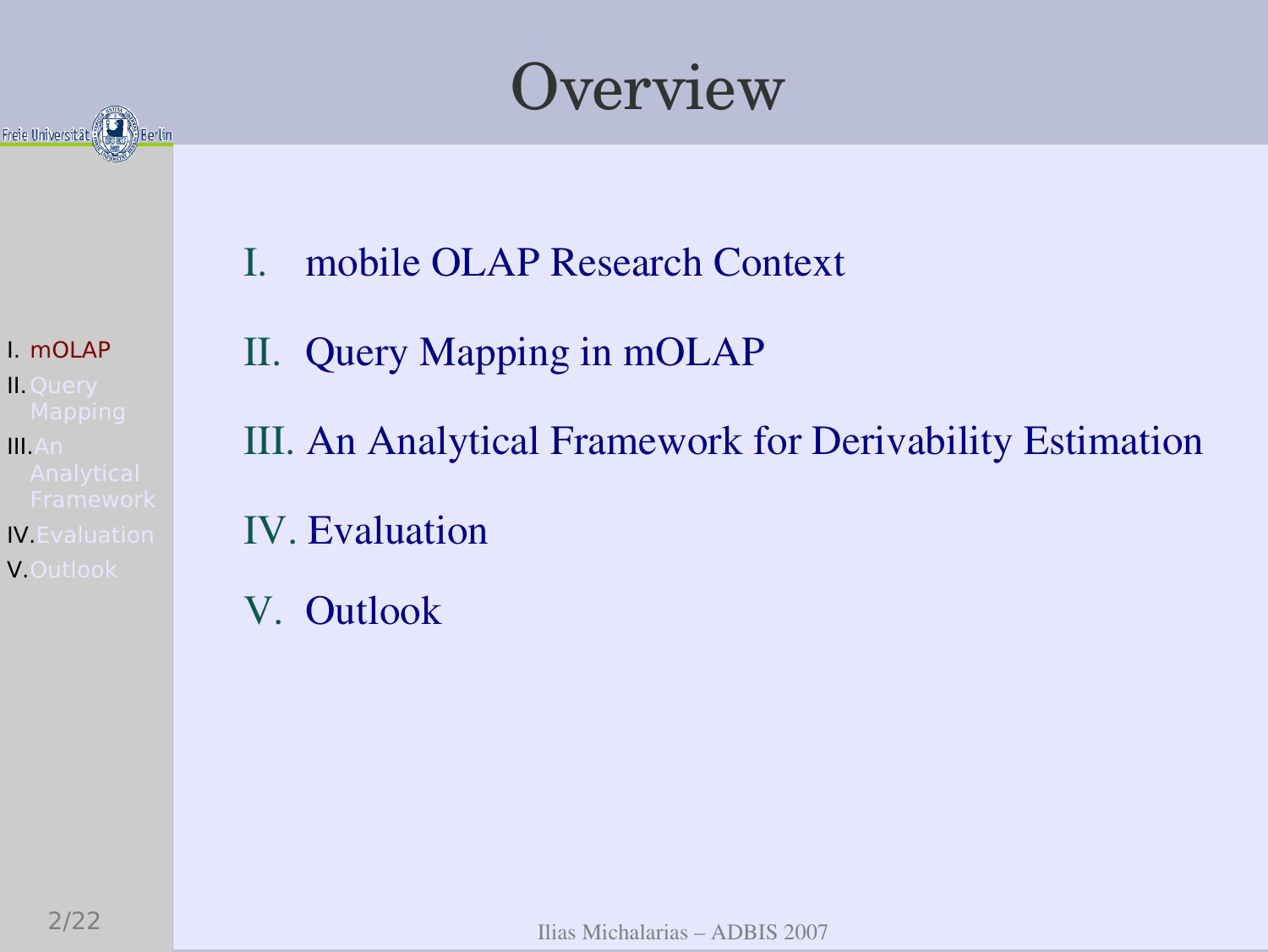# Overview

I. mobile OLAP Research Context

II. Query Mapping in mOLAP

III. An Analytical Framework for Derivability Estimation

IV. Evaluation

V. Outlook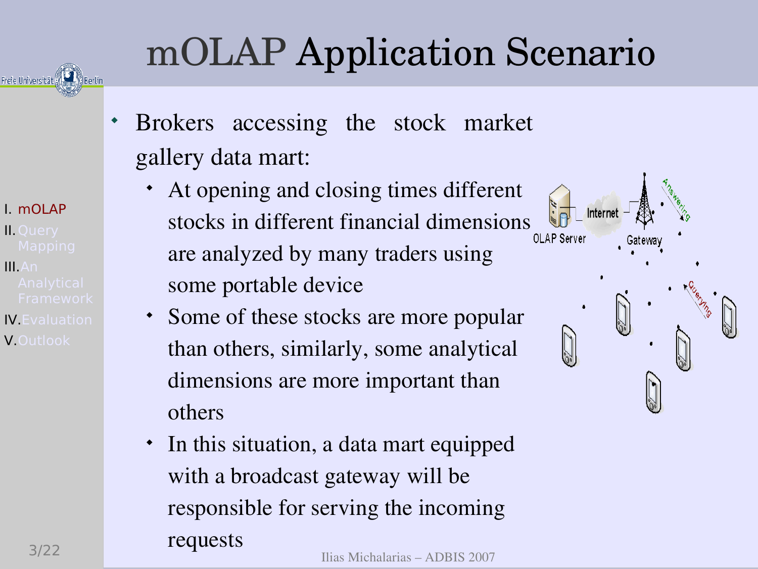# mOLAP Application Scenario

- Brokers accessing the stock market gallery data mart:
  - At opening and closing times different stocks in different financial dimensions are analyzed by many traders using some portable device
  - Some of these stocks are more popular than others, similarly, some analytical dimensions are more important than others
  - In this situation, a data mart equipped with a broadcast gateway will be responsible for serving the incoming requests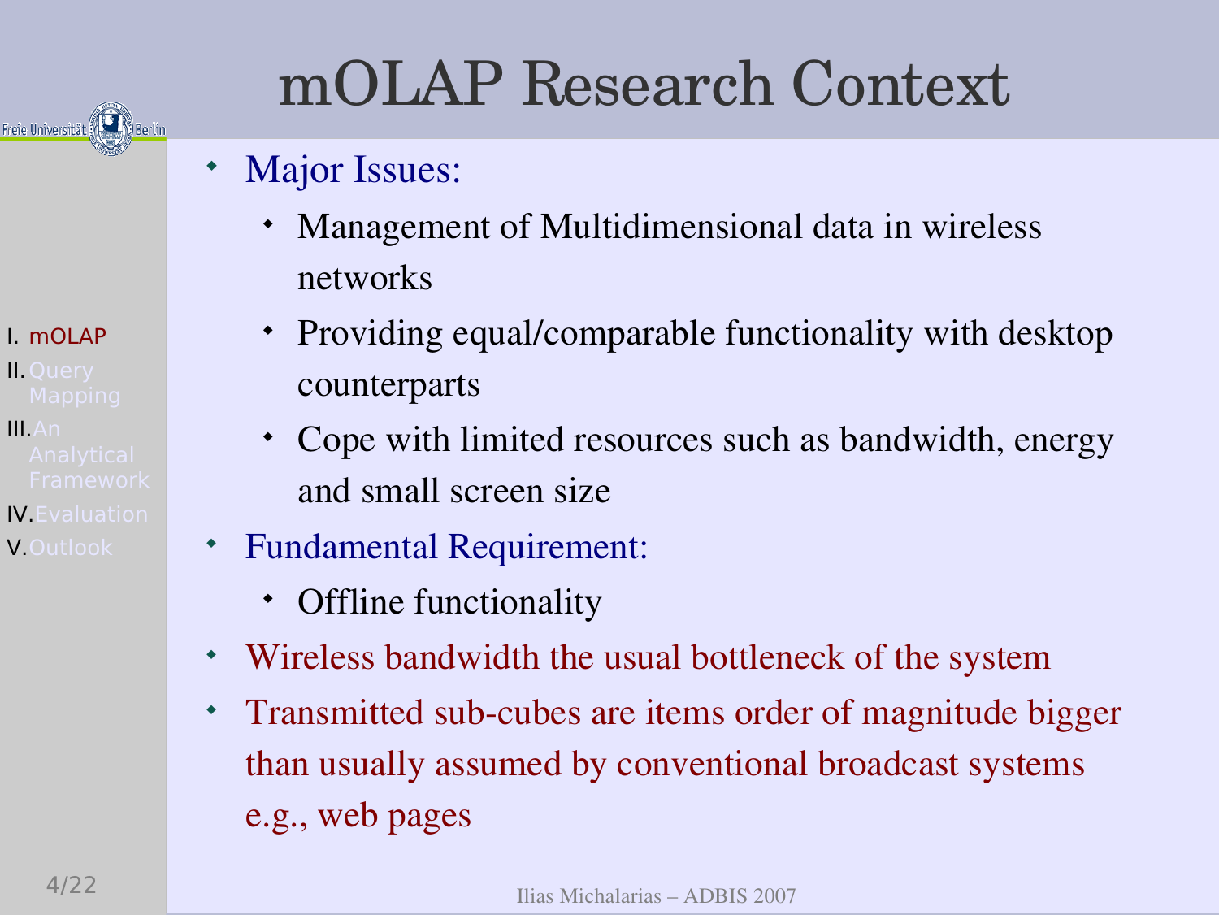# mOLAP Research Context

- Major Issues:
  - Management of Multidimensional data in wireless networks
  - Providing equal/comparable functionality with desktop counterparts
  - Cope with limited resources such as bandwidth, energy and small screen size
- Fundamental Requirement:
  - Offline functionality
- Wireless bandwidth the usual bottleneck of the system
- Transmitted sub-cubes are items order of magnitude bigger than usually assumed by conventional broadcast systems e.g., web pages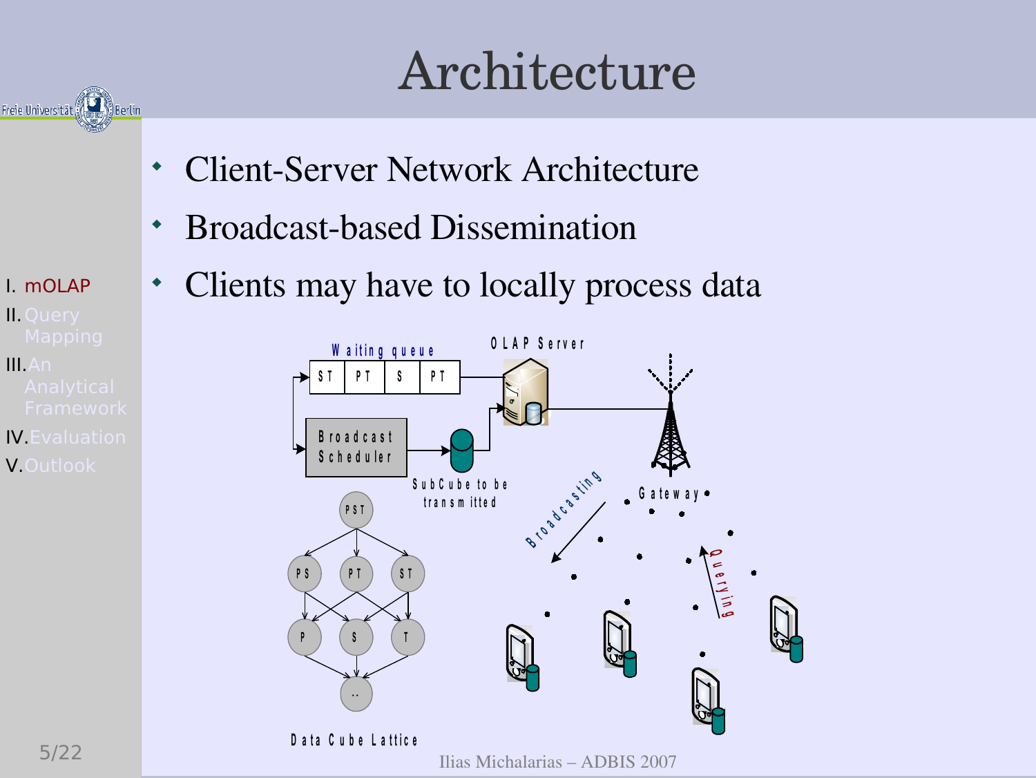# Architecture

- Client-Server Network Architecture
- Broadcast-based Dissemination
- Clients may have to locally process data

Waiting queue: ST | PT | S | PT

OLAP Server

Broadcast Scheduler

SubCube to be transmitted

Broadcasting

Gateway

Querying

Data Cube Lattice: PST → PS, PT, ST → P, S, T → ..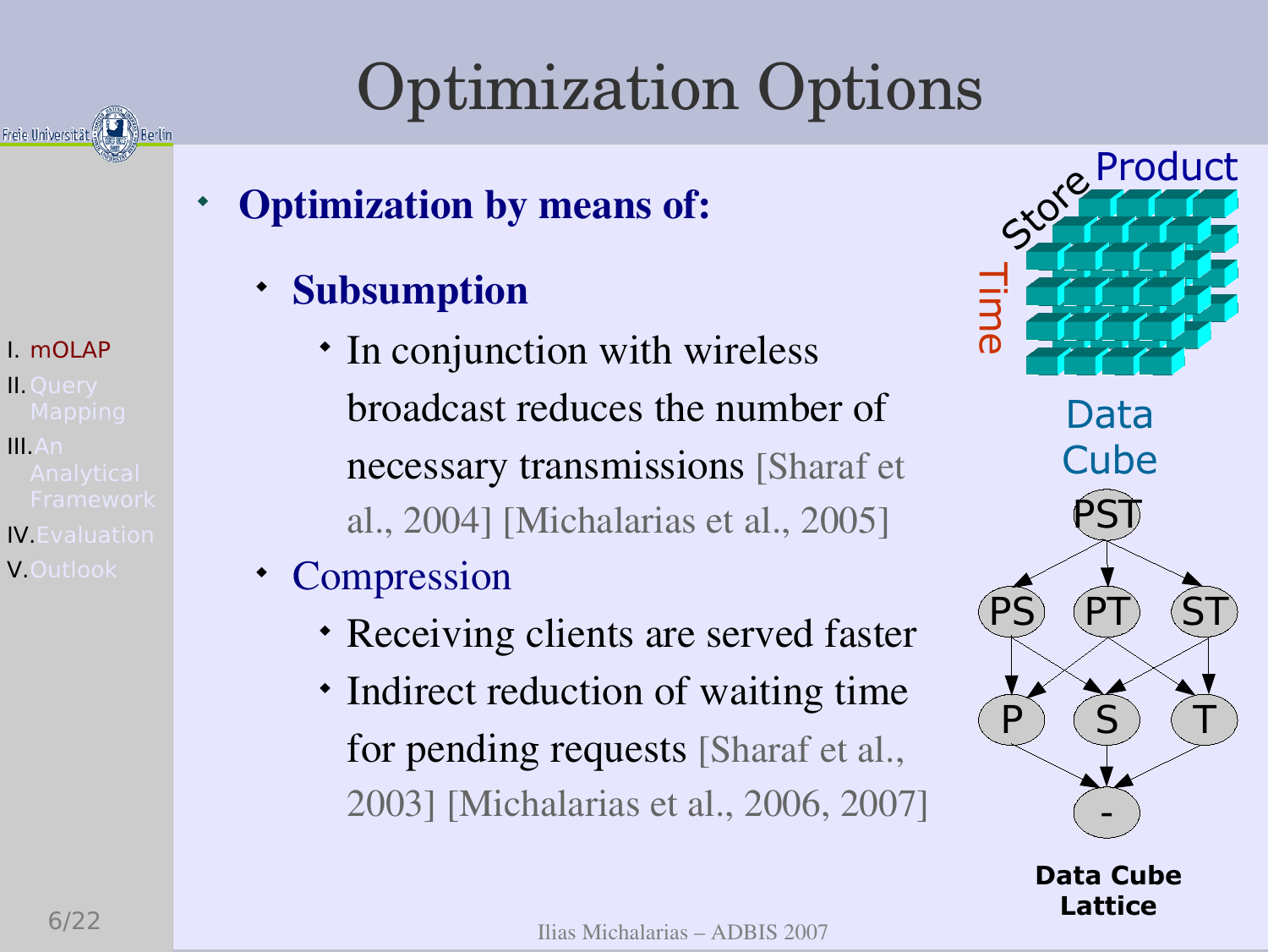# Optimization Options

- **Optimization by means of:**
  - **Subsumption**
    - In conjunction with wireless broadcast reduces the number of necessary transmissions [Sharaf et al., 2004] [Michalarias et al., 2005]
  - Compression
    - Receiving clients are served faster
    - Indirect reduction of waiting time for pending requests [Sharaf et al., 2003] [Michalarias et al., 2006, 2007]

Data Cube

**Data Cube Lattice**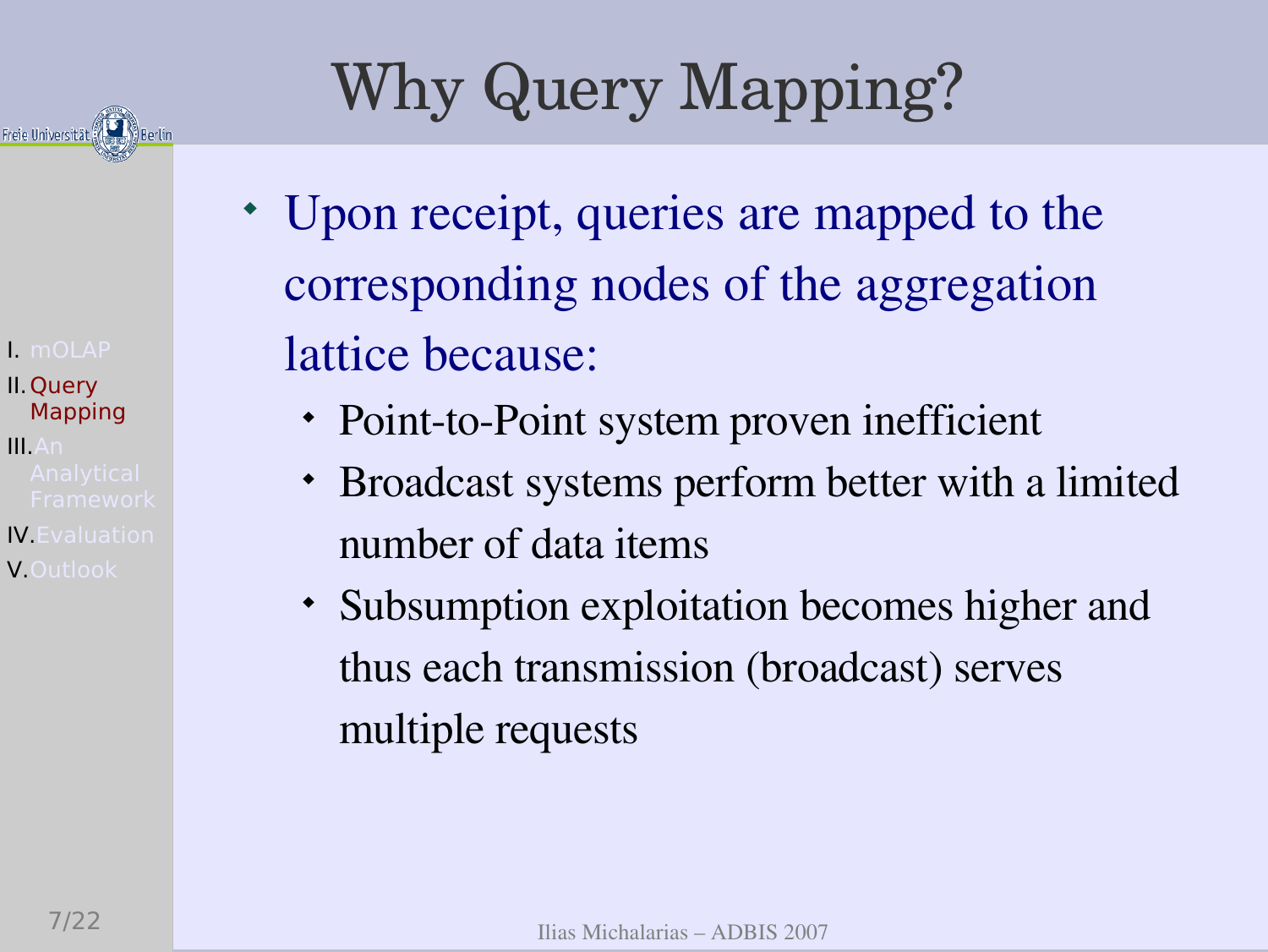# Why Query Mapping?

- Upon receipt, queries are mapped to the corresponding nodes of the aggregation lattice because:
  - Point-to-Point system proven inefficient
  - Broadcast systems perform better with a limited number of data items
  - Subsumption exploitation becomes higher and thus each transmission (broadcast) serves multiple requests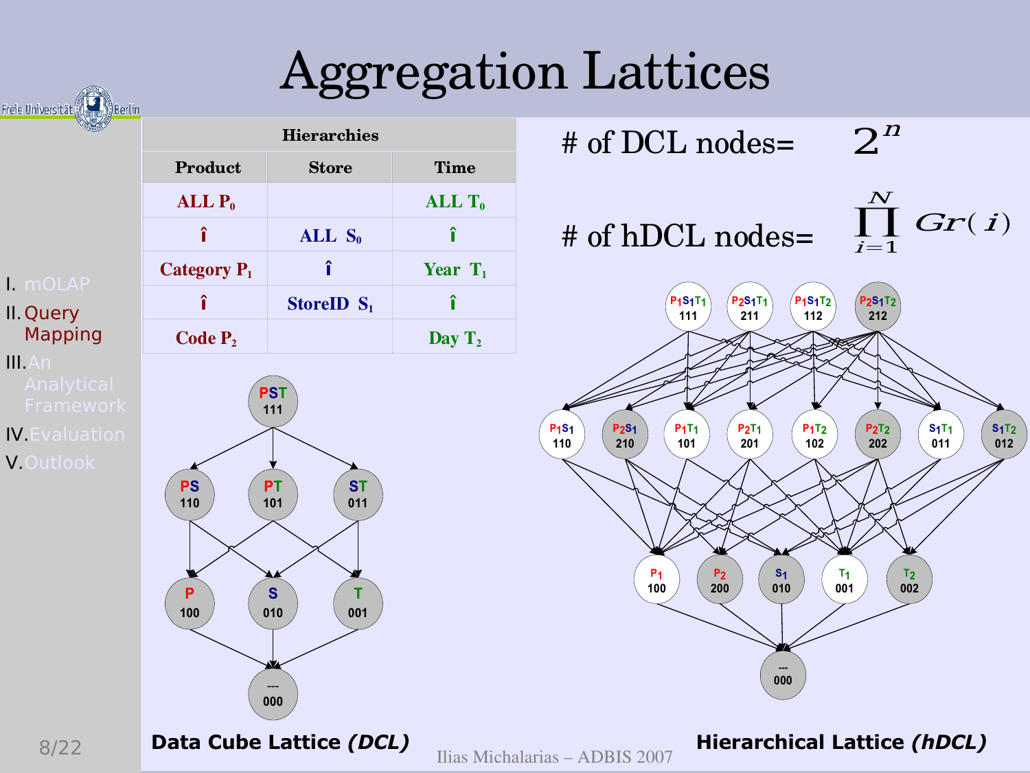# Aggregation Lattices

I. mOLAP
II. Query Mapping
III. An Analytical Framework
IV. Evaluation
V. Outlook

| Hierarchies | | |
|---|---|---|
| **Product** | **Store** | **Time** |
| ALL $P_0$ | | ALL $T_0$ |
| ↑ | ALL $S_0$ | ↑ |
| Category $P_1$ | ↑ | Year $T_1$ |
| ↑ | StoreID $S_1$ | ↑ |
| Code $P_2$ | | Day $T_2$ |

\# of DCL nodes= $2^n$

\# of hDCL nodes= $\prod_{i=1}^{N} Gr(i)$

**Data Cube Lattice *(DCL)***

**Hierarchical Lattice *(hDCL)***

Ilias Michalarias – ADBIS 2007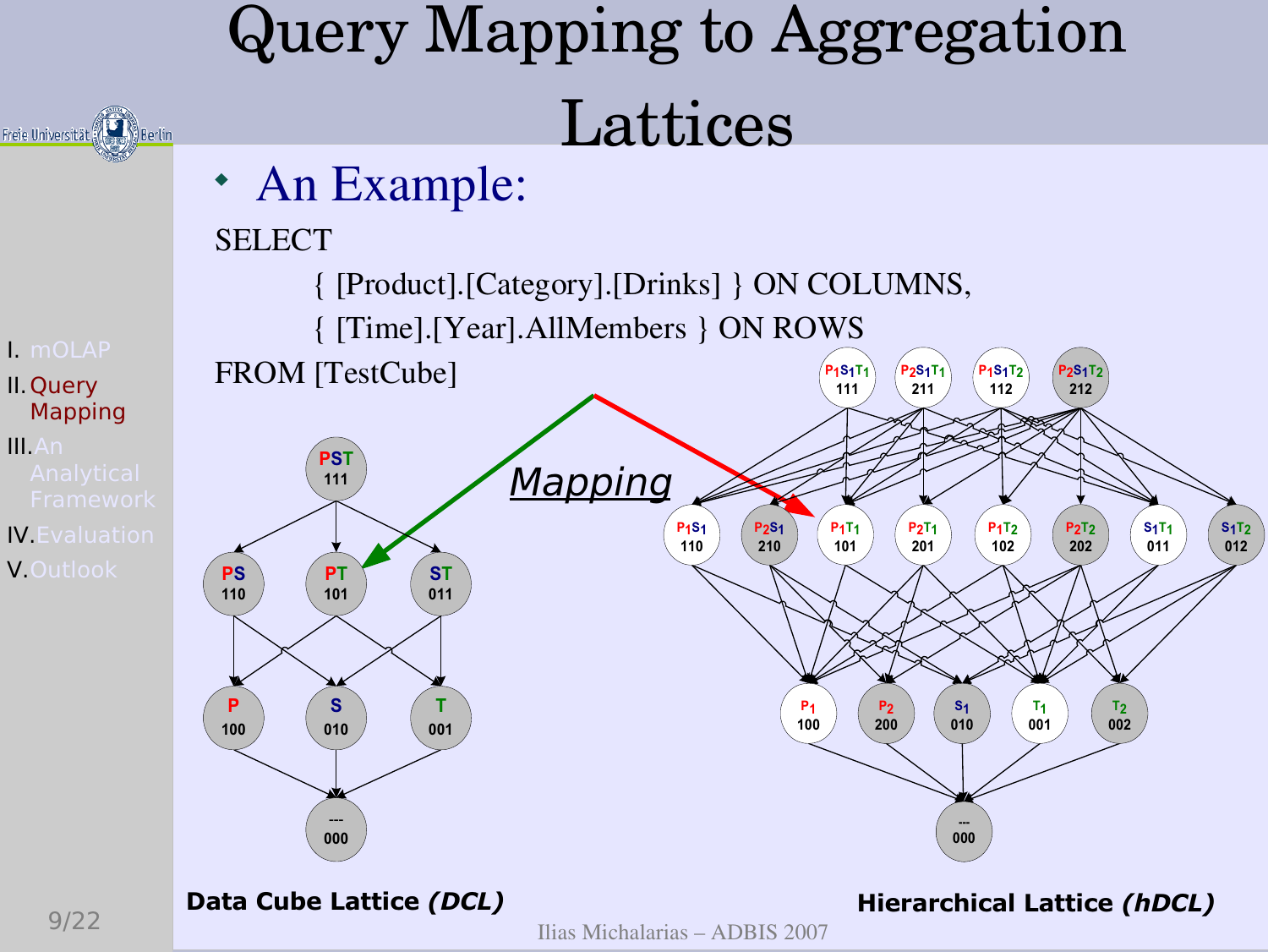# Query Mapping to Aggregation Lattices

- An Example:

```
SELECT
    { [Product].[Category].[Drinks] } ON COLUMNS,
    { [Time].[Year].AllMembers } ON ROWS
FROM [TestCube]
```

*Mapping*

**Data Cube Lattice *(DCL)***

**Hierarchical Lattice *(hDCL)***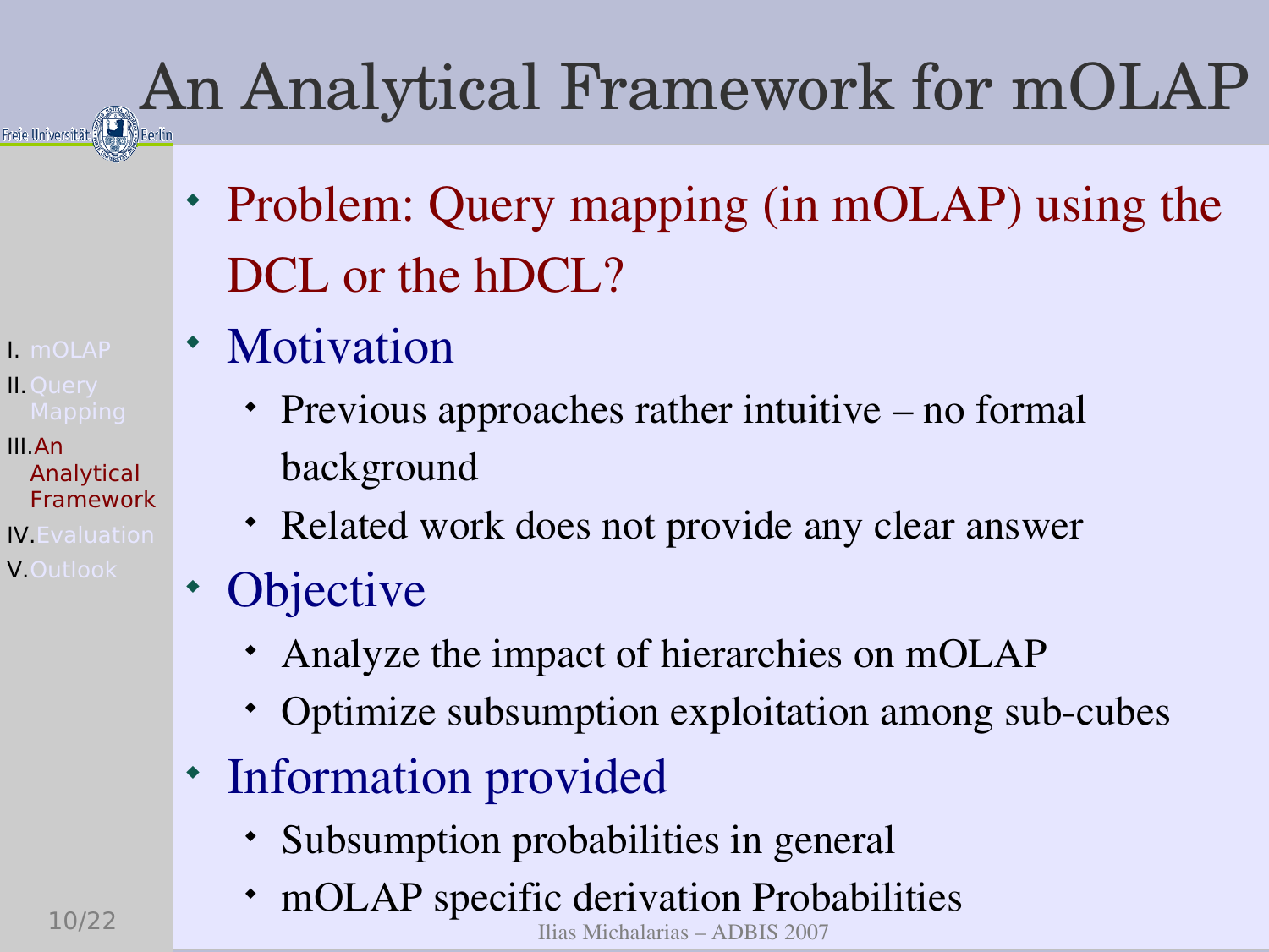# An Analytical Framework for mOLAP

- Problem: Query mapping (in mOLAP) using the DCL or the hDCL?
- Motivation
  - Previous approaches rather intuitive – no formal background
  - Related work does not provide any clear answer
- Objective
  - Analyze the impact of hierarchies on mOLAP
  - Optimize subsumption exploitation among sub-cubes
- Information provided
  - Subsumption probabilities in general
  - mOLAP specific derivation Probabilities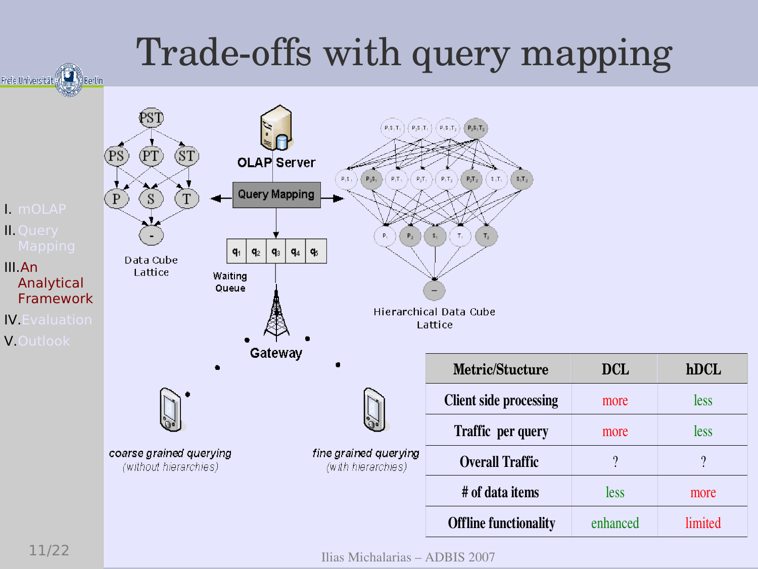# Trade-offs with query mapping

- I. mOLAP
- II. Query Mapping
- III. An Analytical Framework
- IV. Evaluation
- V. Outlook

OLAP Server

Query Mapping

Waiting Queue

Gateway

Data Cube Lattice

Hierarchical Data Cube Lattice

*coarse grained querying (without hierarchies)*

*fine grained querying (with hierarchies)*

| Metric/Stucture | DCL | hDCL |
|---|---|---|
| Client side processing | more | less |
| Traffic per query | more | less |
| Overall Traffic | ? | ? |
| # of data items | less | more |
| Offline functionality | enhanced | limited |

Ilias Michalarias – ADBIS 2007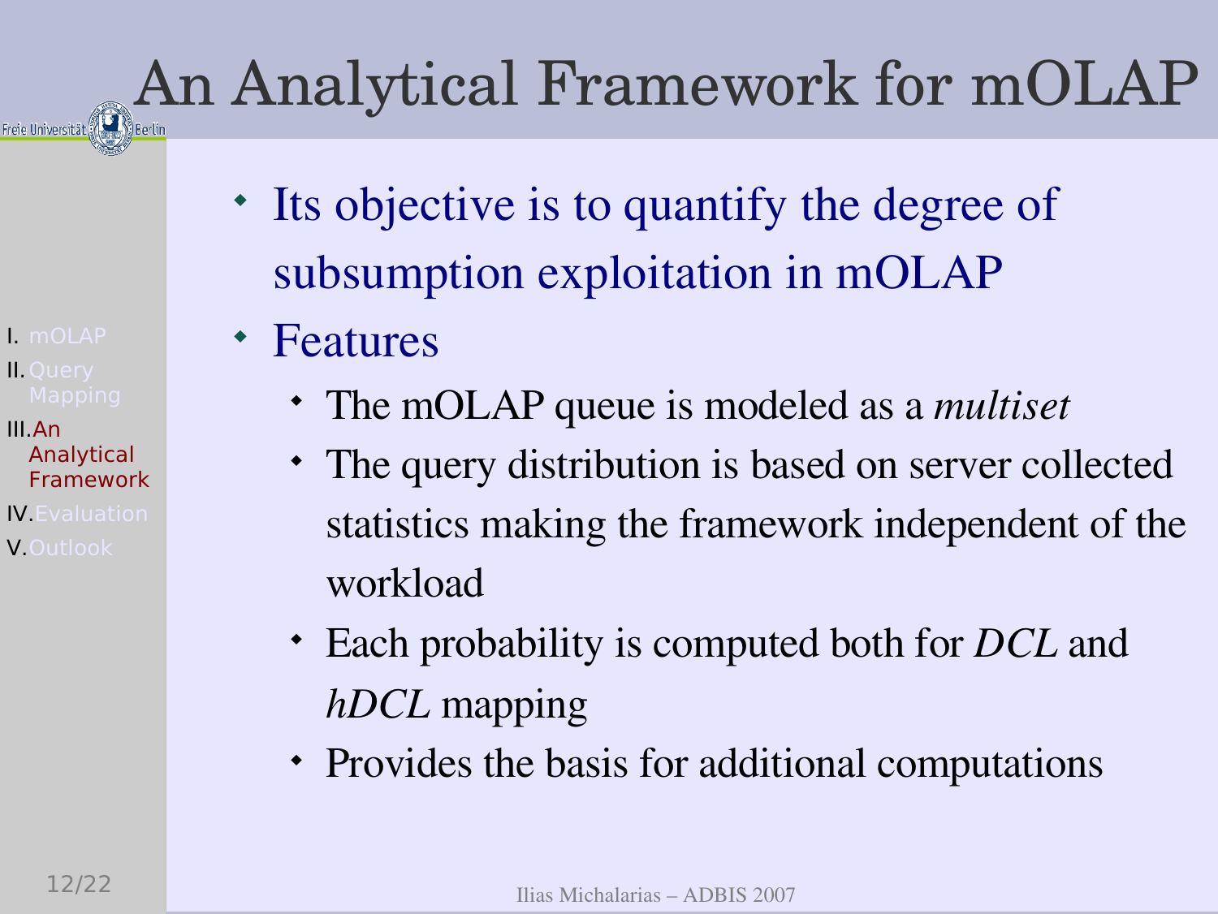# An Analytical Framework for mOLAP

- Its objective is to quantify the degree of subsumption exploitation in mOLAP
- Features
  - The mOLAP queue is modeled as a *multiset*
  - The query distribution is based on server collected statistics making the framework independent of the workload
  - Each probability is computed both for *DCL* and *hDCL* mapping
  - Provides the basis for additional computations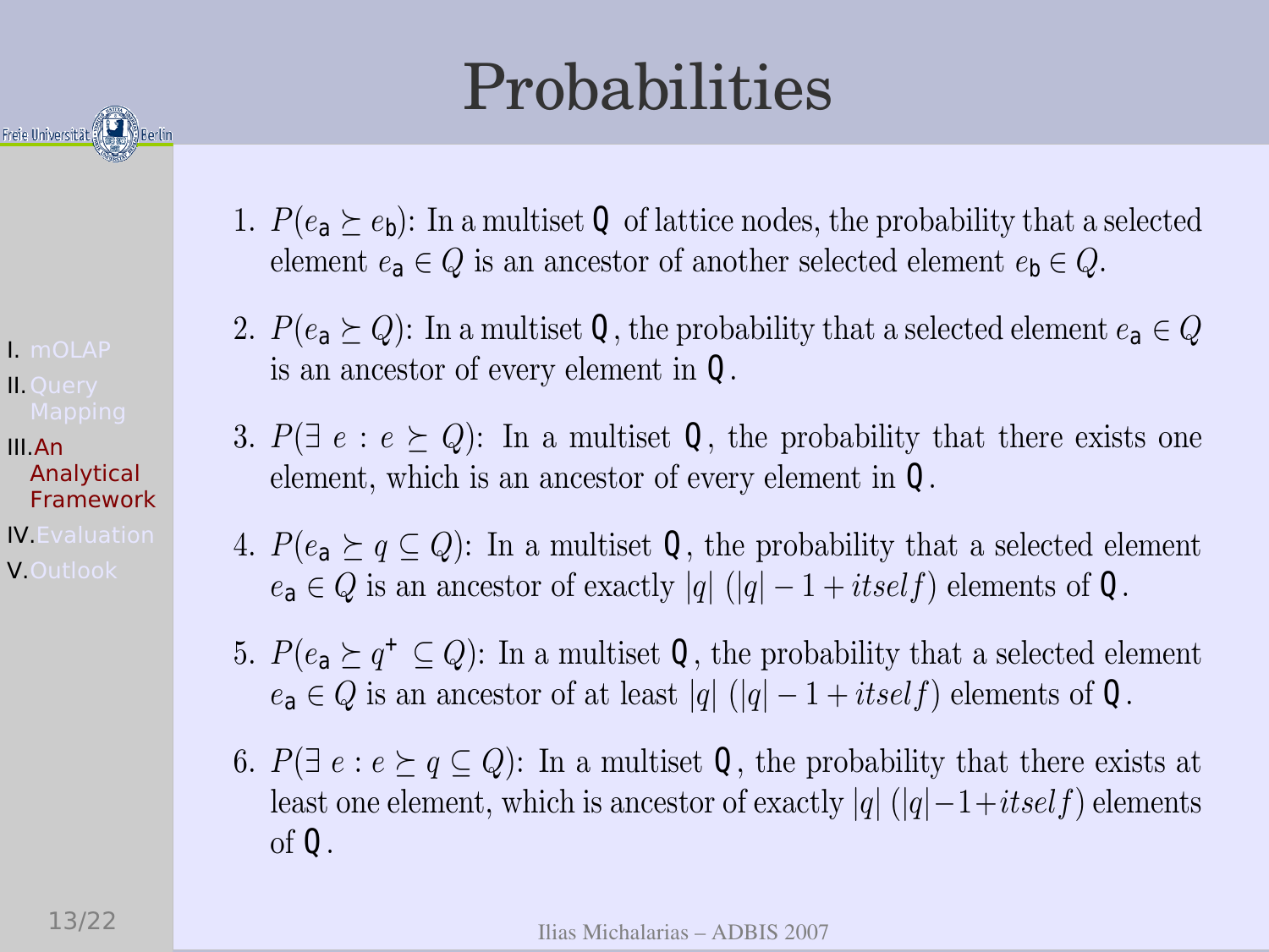# Probabilities

1. $P(e_{\mathsf{a}} \succeq e_{\mathsf{b}})$: In a multiset Q of lattice nodes, the probability that a selected element $e_{\mathsf{a}} \in Q$ is an ancestor of another selected element $e_{\mathsf{b}} \in Q$.

2. $P(e_{\mathsf{a}} \succeq Q)$: In a multiset Q, the probability that a selected element $e_{\mathsf{a}} \in Q$ is an ancestor of every element in Q.

3. $P(\exists\ e : e \succeq Q)$: In a multiset Q, the probability that there exists one element, which is an ancestor of every element in Q.

4. $P(e_{\mathsf{a}} \succeq q \subseteq Q)$: In a multiset Q, the probability that a selected element $e_{\mathsf{a}} \in Q$ is an ancestor of exactly $|q|$ $(|q| - 1 + itself)$ elements of Q.

5. $P(e_{\mathsf{a}} \succeq q^{+} \subseteq Q)$: In a multiset Q, the probability that a selected element $e_{\mathsf{a}} \in Q$ is an ancestor of at least $|q|$ $(|q| - 1 + itself)$ elements of Q.

6. $P(\exists\ e : e \succeq q \subseteq Q)$: In a multiset Q, the probability that there exists at least one element, which is ancestor of exactly $|q|$ $(|q| - 1 + itself)$ elements of Q.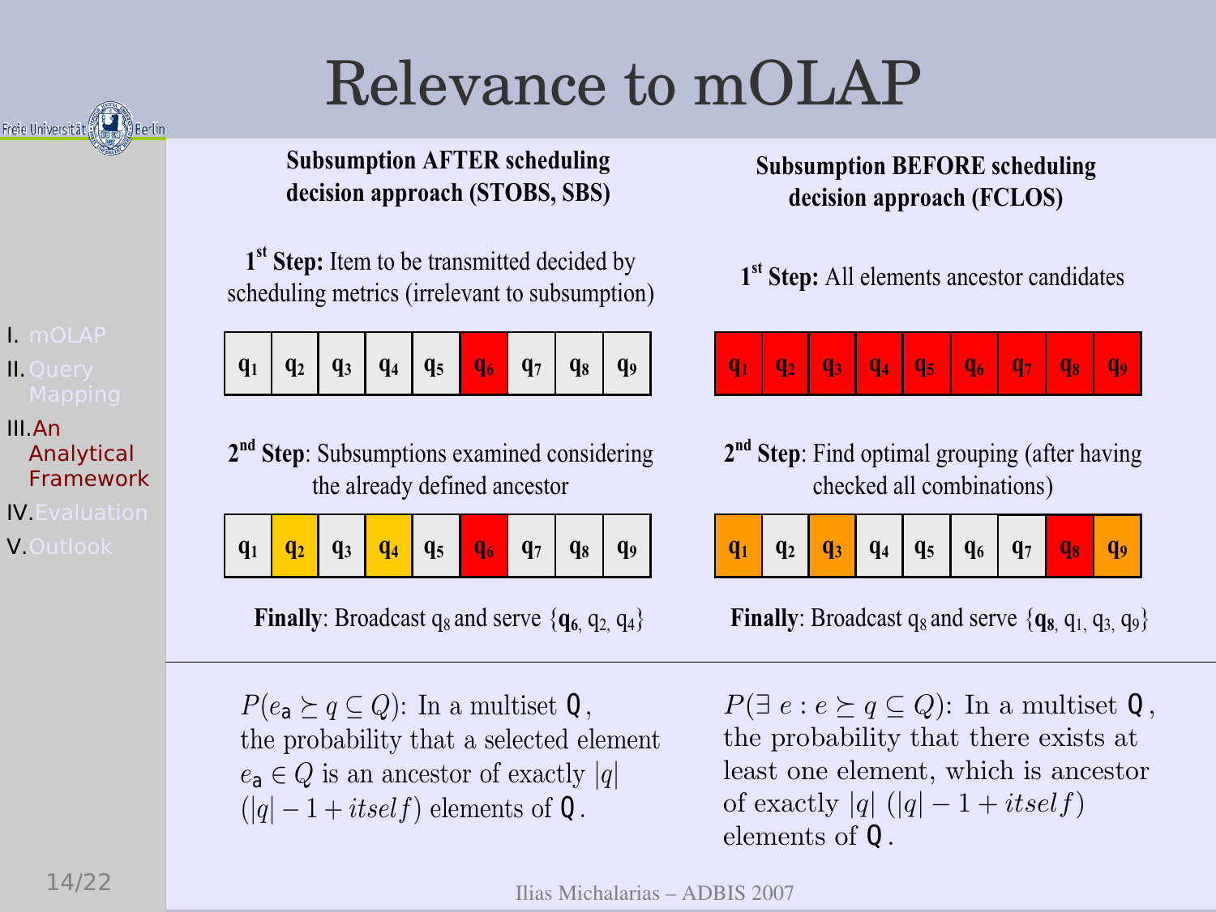# Relevance to mOLAP

I. mOLAP
II. Query Mapping
III. An Analytical Framework
IV. Evaluation
V. Outlook

## Subsumption AFTER scheduling decision approach (STOBS, SBS)

**1st Step:** Item to be transmitted decided by scheduling metrics (irrelevant to subsumption)

| $q_1$ | $q_2$ | $q_3$ | $q_4$ | $q_5$ | $q_6$ | $q_7$ | $q_8$ | $q_9$ |
|---|---|---|---|---|---|---|---|---|

**2nd Step**: Subsumptions examined considering the already defined ancestor

| $q_1$ | $q_2$ | $q_3$ | $q_4$ | $q_5$ | $q_6$ | $q_7$ | $q_8$ | $q_9$ |
|---|---|---|---|---|---|---|---|---|

**Finally**: Broadcast $q_8$ and serve $\{\mathbf{q_6}, q_2, q_4\}$

$P(e_a \succeq q \subseteq Q)$: In a multiset Q, the probability that a selected element $e_a \in Q$ is an ancestor of exactly $|q|$ ($|q| - 1 + itself$) elements of Q.

## Subsumption BEFORE scheduling decision approach (FCLOS)

**1st Step:** All elements ancestor candidates

| $q_1$ | $q_2$ | $q_3$ | $q_4$ | $q_5$ | $q_6$ | $q_7$ | $q_8$ | $q_9$ |
|---|---|---|---|---|---|---|---|---|

**2nd Step**: Find optimal grouping (after having checked all combinations)

| $q_1$ | $q_2$ | $q_3$ | $q_4$ | $q_5$ | $q_6$ | $q_7$ | $q_8$ | $q_9$ |
|---|---|---|---|---|---|---|---|---|

**Finally**: Broadcast $q_8$ and serve $\{\mathbf{q_8}, q_1, q_3, q_9\}$

$P(\exists\, e : e \succeq q \subseteq Q)$: In a multiset Q, the probability that there exists at least one element, which is ancestor of exactly $|q|$ ($|q| - 1 + itself$) elements of Q.

Ilias Michalarias – ADBIS 2007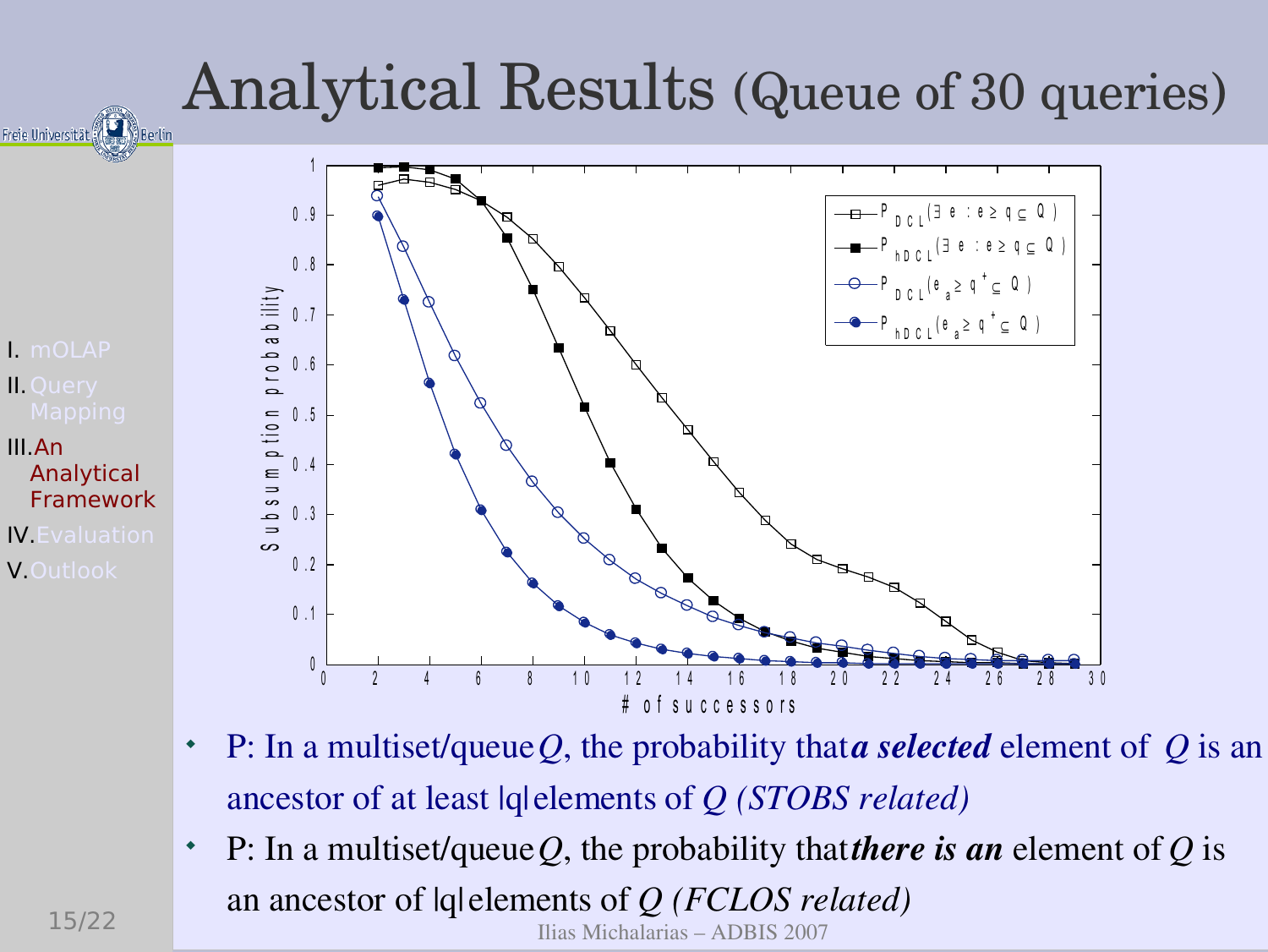# Analytical Results (Queue of 30 queries)

- I. mOLAP
- II. Query Mapping
- III. An Analytical Framework
- IV. Evaluation
- V. Outlook

Subsumption probability vs. # of successors

Legend:
- $P_{DCL}(\exists e : e \geq q \subseteq Q)$
- $P_{hDCL}(\exists e : e \geq q \subseteq Q)$
- $P_{DCL}(e_a \geq q^+ \subseteq Q)$
- $P_{hDCL}(e_a \geq q^+ \subseteq Q)$

- P: In a multiset/queue $Q$, the probability that ***a selected*** element of $Q$ is an ancestor of at least |q| elements of $Q$ *(STOBS related)*
- P: In a multiset/queue $Q$, the probability that ***there is an*** element of $Q$ is an ancestor of |q| elements of $Q$ *(FCLOS related)*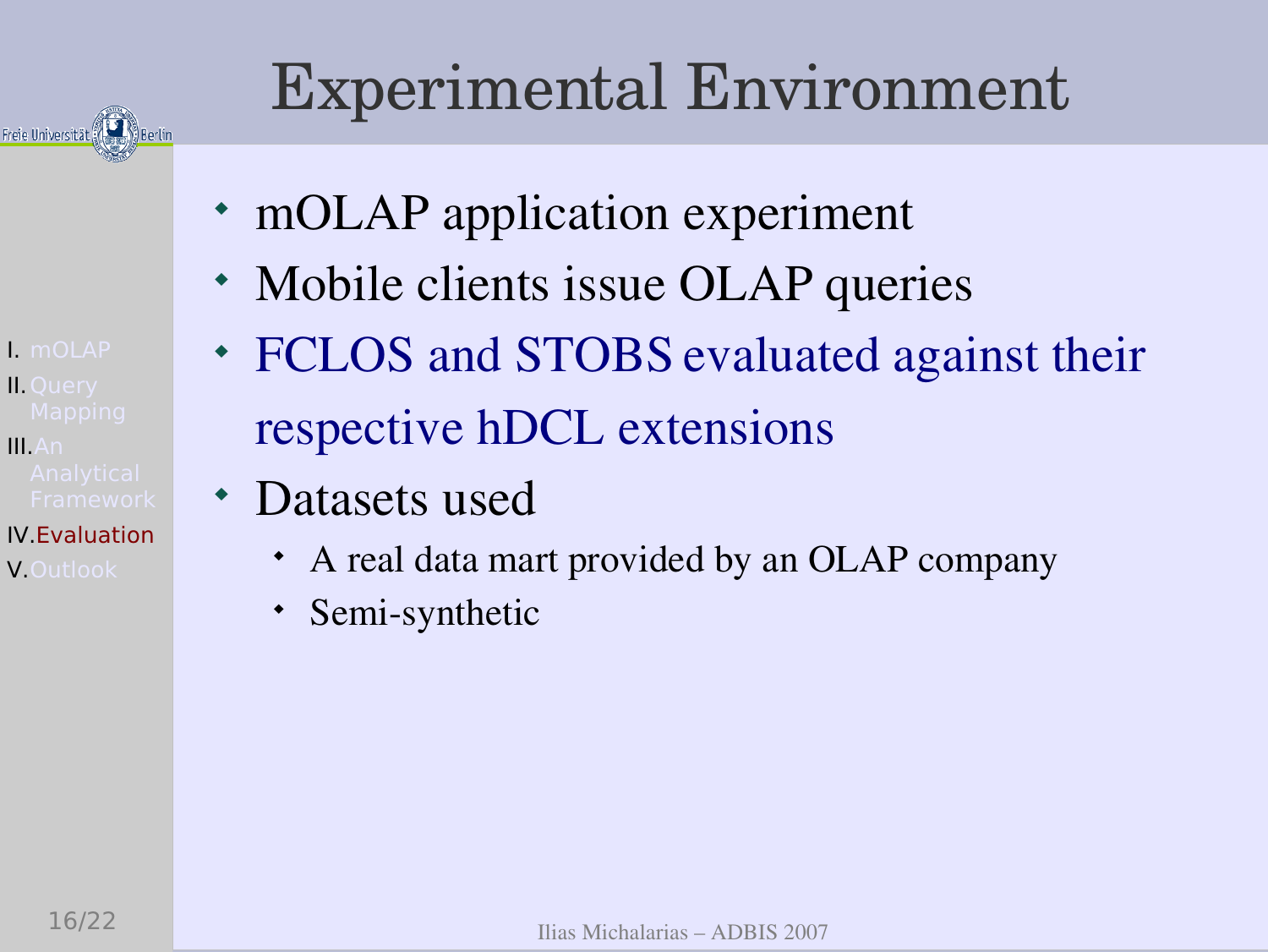# Experimental Environment

- mOLAP application experiment
- Mobile clients issue OLAP queries
- FCLOS and STOBS evaluated against their respective hDCL extensions
- Datasets used
  - A real data mart provided by an OLAP company
  - Semi-synthetic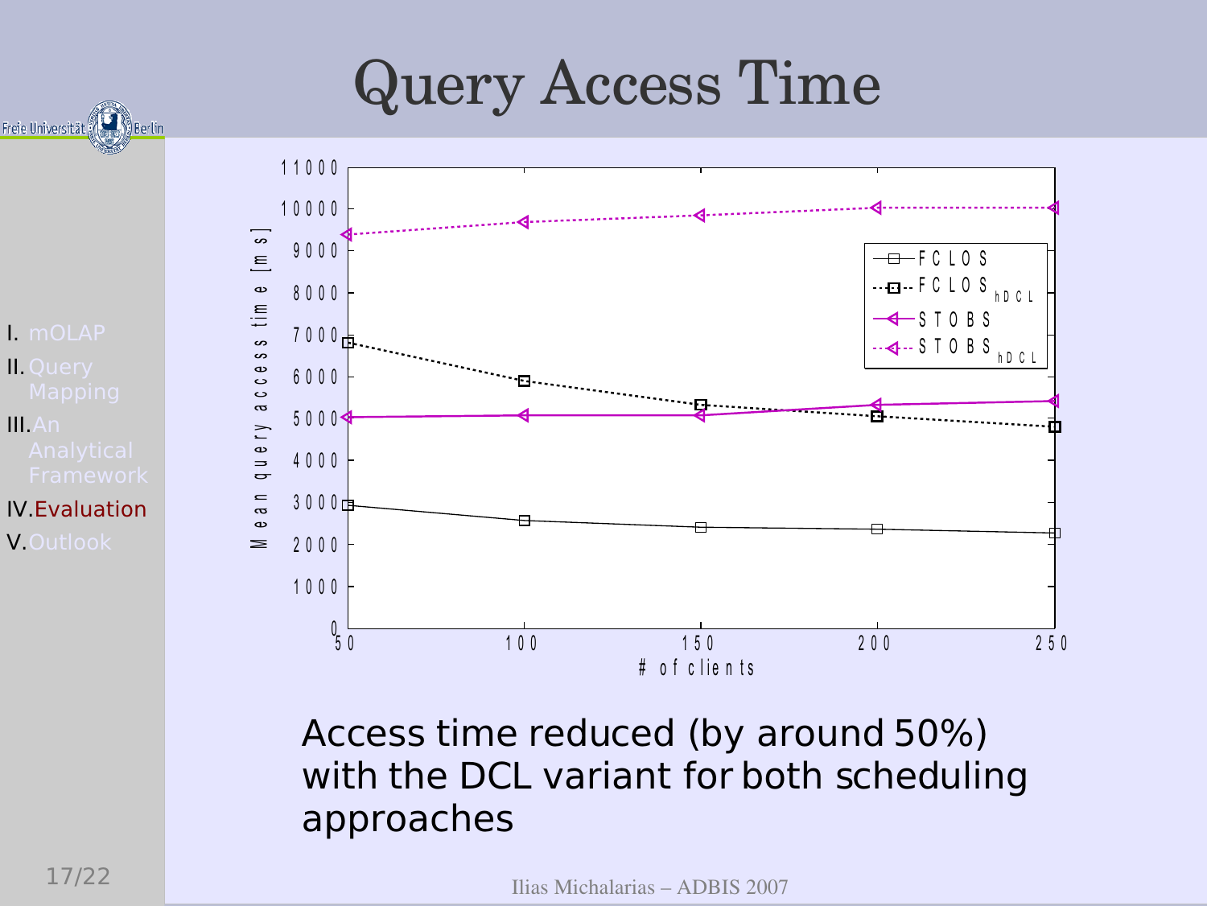# Query Access Time

- I. mOLAP
- II. Query Mapping
- III. An Analytical Framework
- IV. Evaluation
- V. Outlook

Access time reduced (by around 50%) with the DCL variant for both scheduling approaches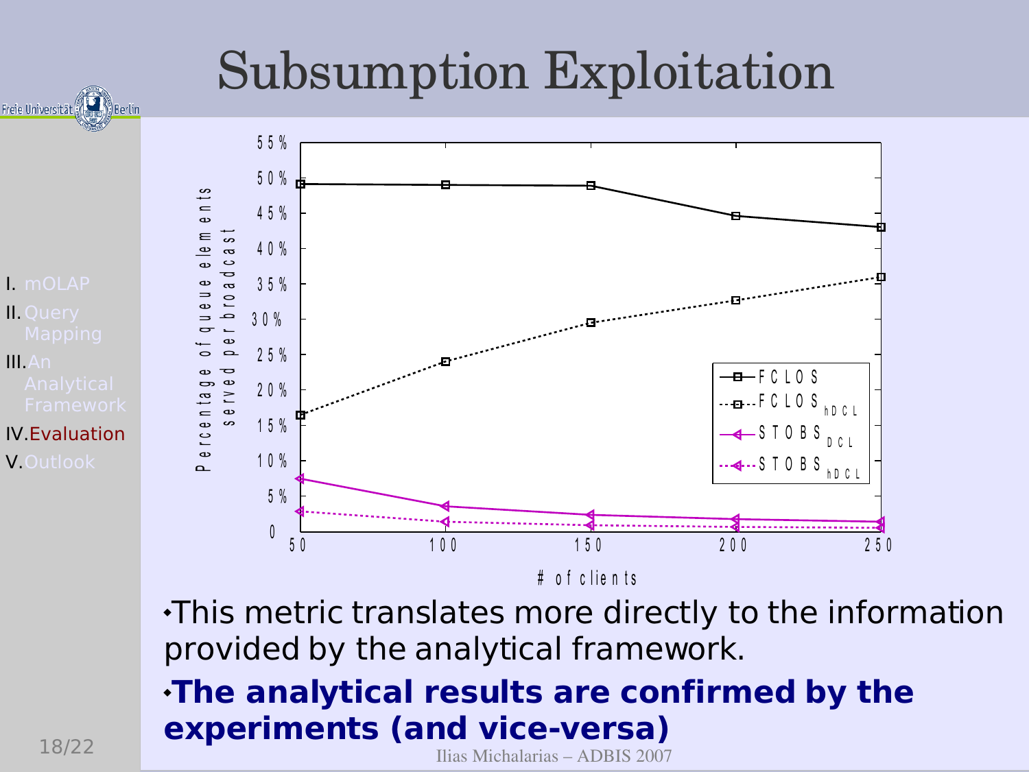# Subsumption Exploitation

- I. mOLAP
- II. Query Mapping
- III. An Analytical Framework
- IV. Evaluation
- V. Outlook

Percentage of queue elements served per broadcast

| # of clients | FCLOS | FCLOS $_{hDCL}$ | STOBS $_{DCL}$ | STOBS $_{hDCL}$ |
|---|---|---|---|---|
| 50 | 49% | 16.5% | 7.5% | 3% |
| 100 | 49% | 24% | 3.5% | 1.5% |
| 150 | 49% | 29.5% | 2.5% | 1% |
| 200 | 44.5% | 32.5% | 2% | 0.7% |
| 250 | 43% | 36% | 1.5% | 0.5% |

- This metric translates more directly to the information provided by the analytical framework.
- **The analytical results are confirmed by the experiments (and vice-versa)**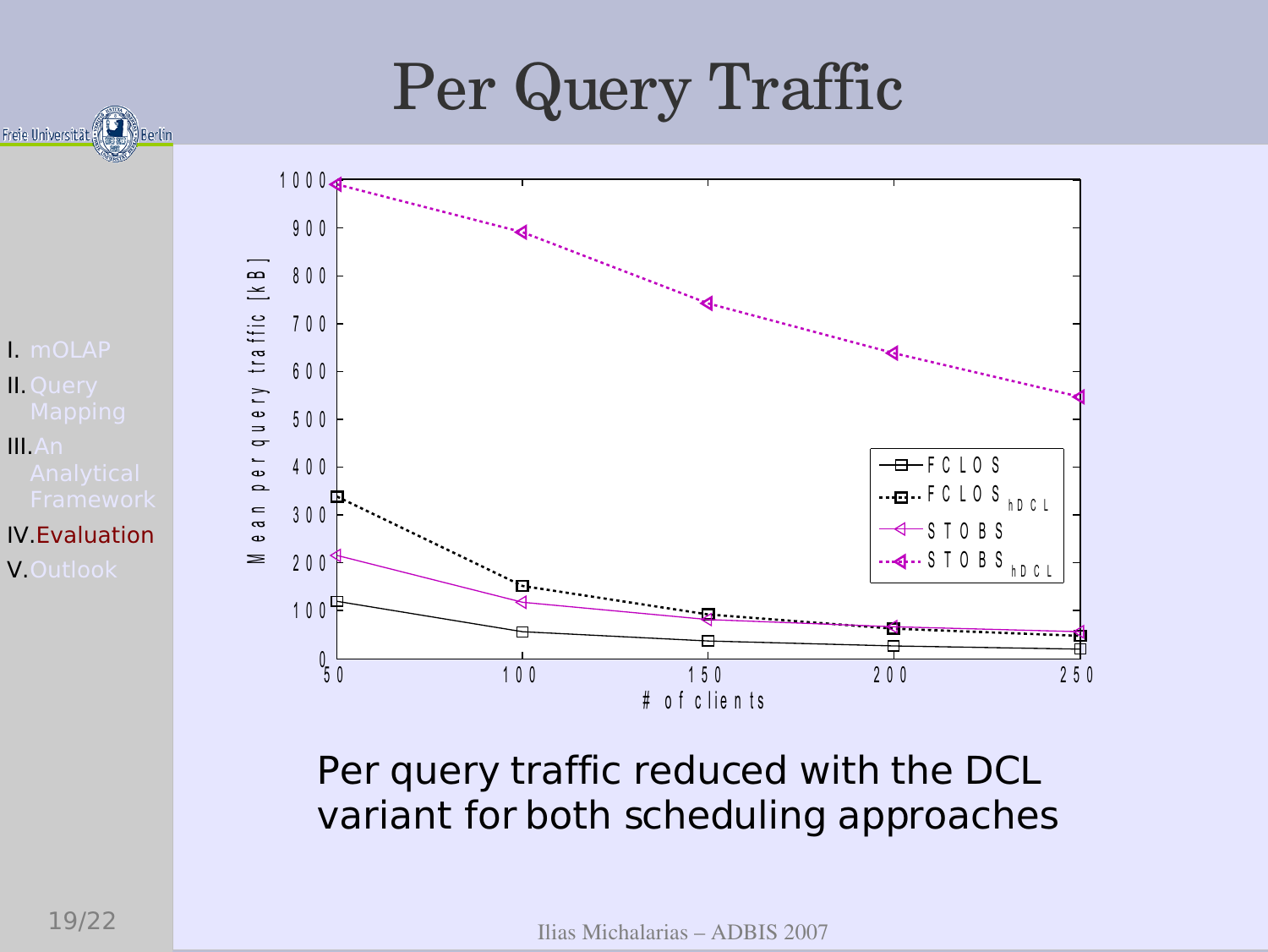# Per Query Traffic

Per query traffic reduced with the DCL variant for both scheduling approaches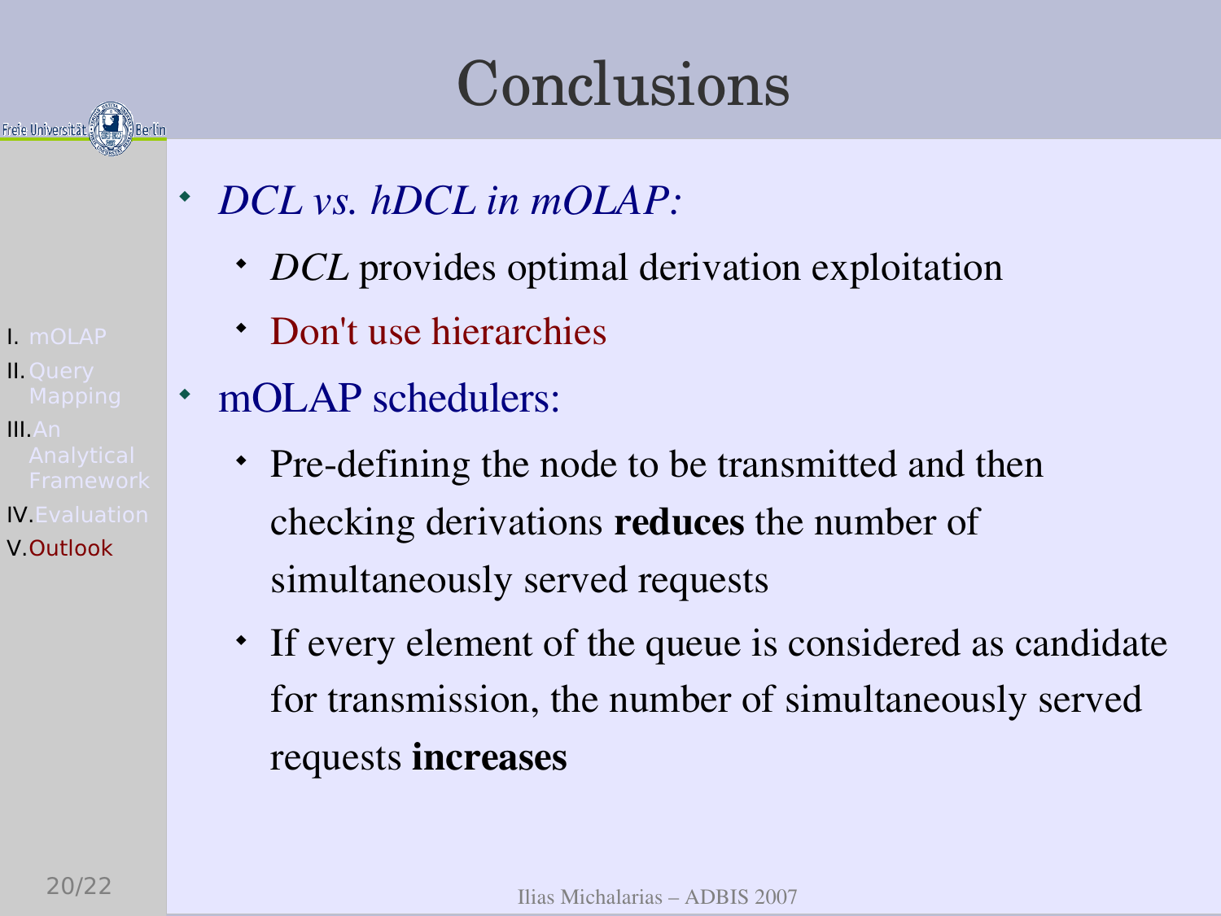# Conclusions

- *DCL vs. hDCL in mOLAP:*
  - *DCL* provides optimal derivation exploitation
  - Don't use hierarchies
- mOLAP schedulers:
  - Pre-defining the node to be transmitted and then checking derivations **reduces** the number of simultaneously served requests
  - If every element of the queue is considered as candidate for transmission, the number of simultaneously served requests **increases**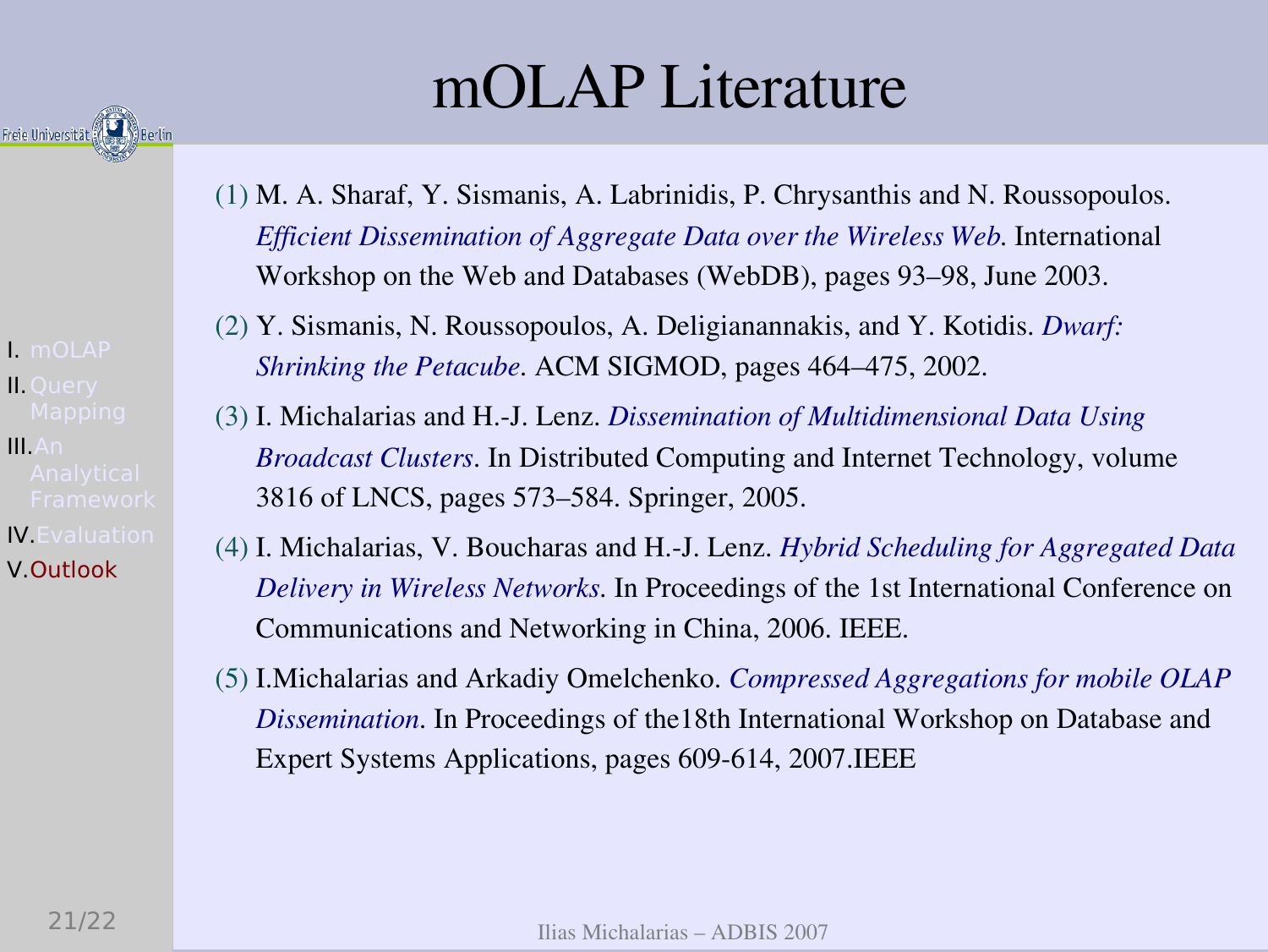# mOLAP Literature

(1) M. A. Sharaf, Y. Sismanis, A. Labrinidis, P. Chrysanthis and N. Roussopoulos. *Efficient Dissemination of Aggregate Data over the Wireless Web*. International Workshop on the Web and Databases (WebDB), pages 93–98, June 2003.

(2) Y. Sismanis, N. Roussopoulos, A. Deligianannakis, and Y. Kotidis. *Dwarf: Shrinking the Petacube*. ACM SIGMOD, pages 464–475, 2002.

(3) I. Michalarias and H.-J. Lenz. *Dissemination of Multidimensional Data Using Broadcast Clusters*. In Distributed Computing and Internet Technology, volume 3816 of LNCS, pages 573–584. Springer, 2005.

(4) I. Michalarias, V. Boucharas and H.-J. Lenz. *Hybrid Scheduling for Aggregated Data Delivery in Wireless Networks*. In Proceedings of the 1st International Conference on Communications and Networking in China, 2006. IEEE.

(5) I.Michalarias and Arkadiy Omelchenko. *Compressed Aggregations for mobile OLAP Dissemination*. In Proceedings of the18th International Workshop on Database and Expert Systems Applications, pages 609-614, 2007.IEEE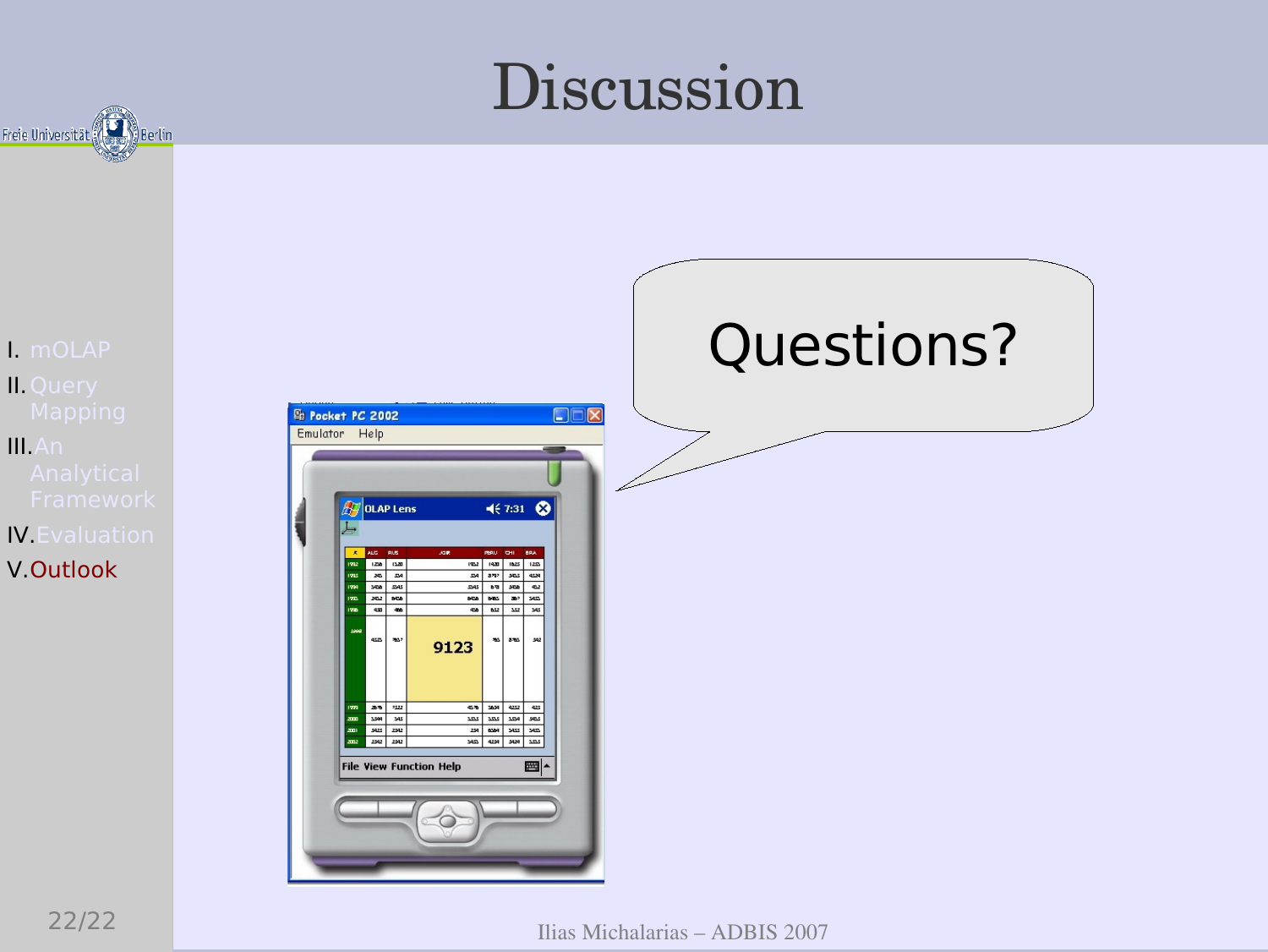# Discussion

I. mOLAP
II. Query Mapping
III. An Analytical Framework
IV. Evaluation
V. Outlook

Questions?